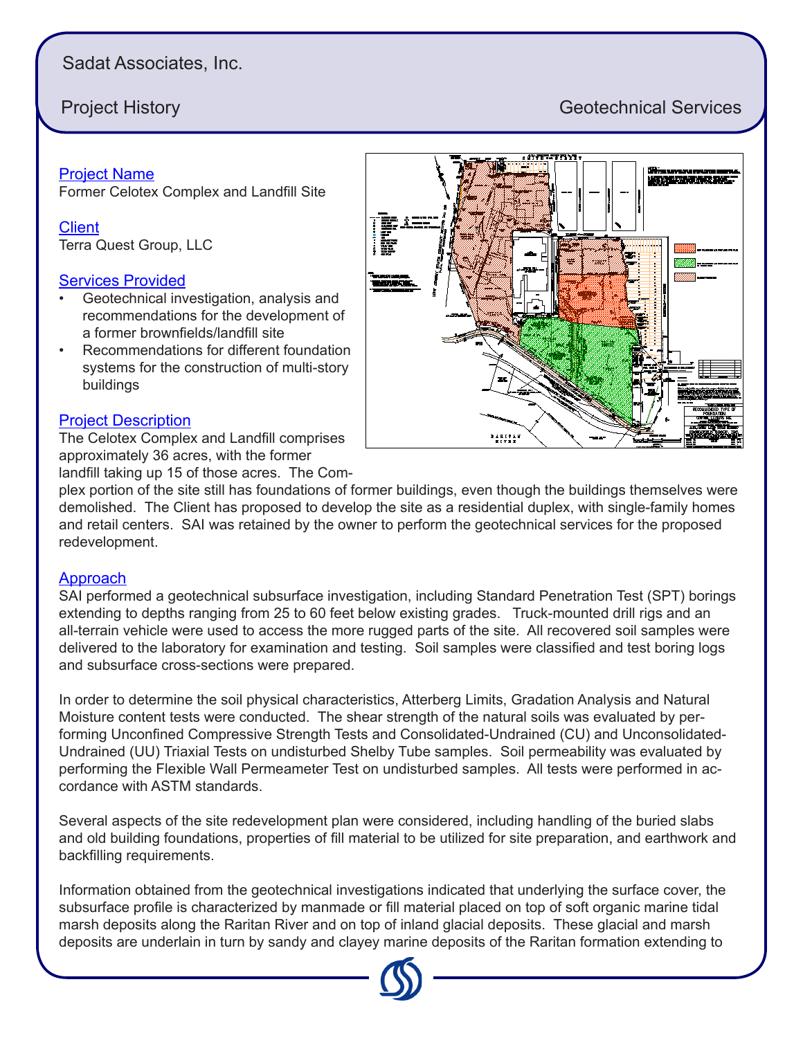Sadat Associates, Inc.

Project History

Geotechnical Services

## Project Name

Former Celotex Complex and Landfill Site

## Client

Terra Quest Group, LLC

## Services Provided

- Geotechnical investigation, analysis and recommendations for the development of a former brownfields/landfill site
- Recommendations for different foundation systems for the construction of multi-story buildings

## Project Description

The Celotex Complex and Landfill comprises approximately 36 acres, with the former landfill taking up 15 of those acres. The Complex portion of the site still has foundations of former buildings, even though the buildings themselves were demolished. The Client has proposed to develop the site as a residential duplex, with single-family homes and retail centers. SAI was retained by the owner to perform the geotechnical services for the proposed redevelopment.

## Approach

SAI performed a geotechnical subsurface investigation, including Standard Penetration Test (SPT) borings extending to depths ranging from 25 to 60 feet below existing grades. Truck-mounted drill rigs and an all-terrain vehicle were used to access the more rugged parts of the site. All recovered soil samples were delivered to the laboratory for examination and testing. Soil samples were classified and test boring logs and subsurface cross-sections were prepared.

In order to determine the soil physical characteristics, Atterberg Limits, Gradation Analysis and Natural Moisture content tests were conducted. The shear strength of the natural soils was evaluated by performing Unconfined Compressive Strength Tests and Consolidated-Undrained (CU) and Unconsolidated-Undrained (UU) Triaxial Tests on undisturbed Shelby Tube samples. Soil permeability was evaluated by performing the Flexible Wall Permeameter Test on undisturbed samples. All tests were performed in accordance with ASTM standards.

Several aspects of the site redevelopment plan were considered, including handling of the buried slabs and old building foundations, properties of fill material to be utilized for site preparation, and earthwork and backfilling requirements.

Information obtained from the geotechnical investigations indicated that underlying the surface cover, the subsurface profile is characterized by manmade or fill material placed on top of soft organic marine tidal marsh deposits along the Raritan River and on top of inland glacial deposits. These glacial and marsh deposits are underlain in turn by sandy and clayey marine deposits of the Raritan formation extending to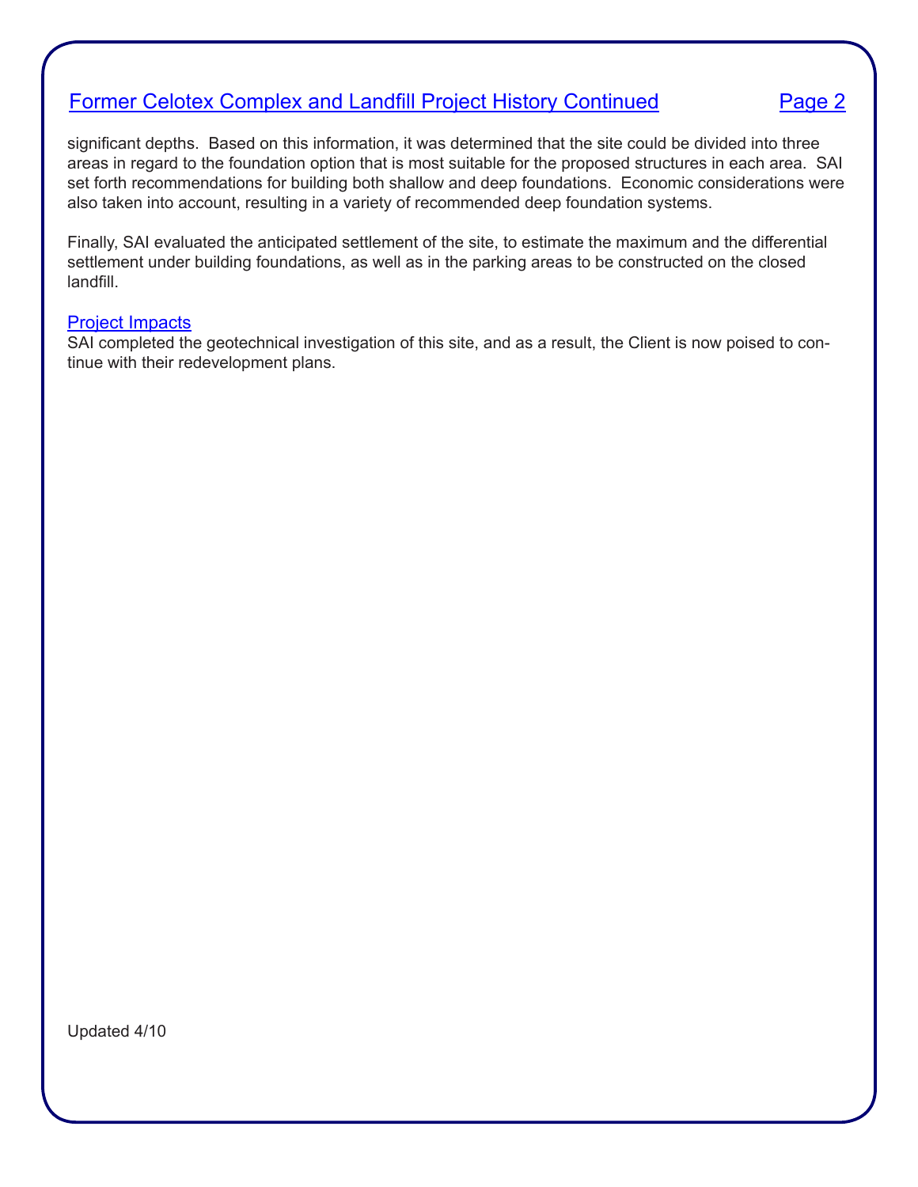significant depths. Based on this information, it was determined that the site could be divided into three areas in regard to the foundation option that is most suitable for the proposed structures in each area. SAI set forth recommendations for building both shallow and deep foundations. Economic considerations were also taken into account, resulting in a variety of recommended deep foundation systems.

Finally, SAI evaluated the anticipated settlement of the site, to estimate the maximum and the differential settlement under building foundations, as well as in the parking areas to be constructed on the closed landfill.

## Project Impacts

SAI completed the geotechnical investigation of this site, and as a result, the Client is now poised to continue with their redevelopment plans.

Updated 4/10